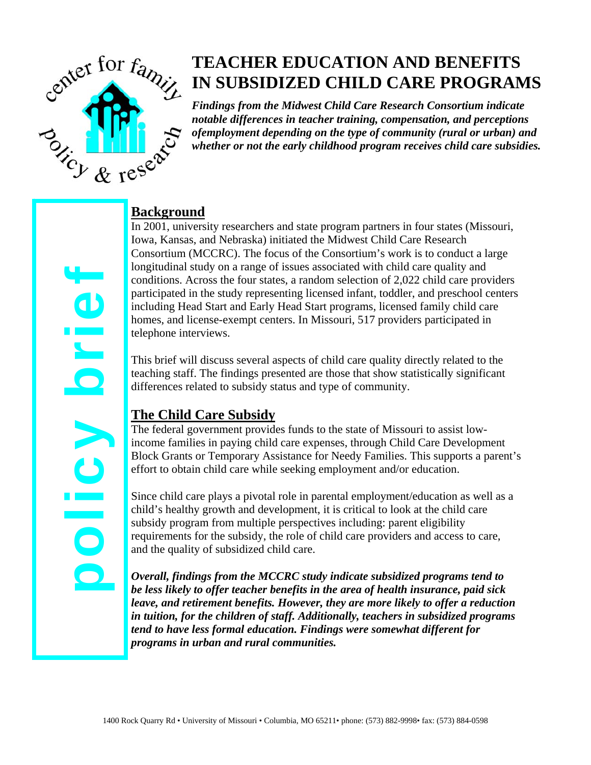# TEACHER EDUCATION AND BENEFITS IN SUBSIDIZED CHILD CARE PROGRAMS

***Findings from the Midwest Child Care Research Consortium indicate notable differences in teacher training, compensation, and perceptions ofemployment depending on the type of community (rural or urban) and whether or not the early childhood program receives child care subsidies.***

**policy brief**

## Background

In 2001, university researchers and state program partners in four states (Missouri, Iowa, Kansas, and Nebraska) initiated the Midwest Child Care Research Consortium (MCCRC). The focus of the Consortium's work is to conduct a large longitudinal study on a range of issues associated with child care quality and conditions. Across the four states, a random selection of 2,022 child care providers participated in the study representing licensed infant, toddler, and preschool centers including Head Start and Early Head Start programs, licensed family child care homes, and license-exempt centers. In Missouri, 517 providers participated in telephone interviews.

This brief will discuss several aspects of child care quality directly related to the teaching staff. The findings presented are those that show statistically significant differences related to subsidy status and type of community.

## The Child Care Subsidy

The federal government provides funds to the state of Missouri to assist low-income families in paying child care expenses, through Child Care Development Block Grants or Temporary Assistance for Needy Families. This supports a parent's effort to obtain child care while seeking employment and/or education.

Since child care plays a pivotal role in parental employment/education as well as a child's healthy growth and development, it is critical to look at the child care subsidy program from multiple perspectives including: parent eligibility requirements for the subsidy, the role of child care providers and access to care, and the quality of subsidized child care.

***Overall, findings from the MCCRC study indicate subsidized programs tend to be less likely to offer teacher benefits in the area of health insurance, paid sick leave, and retirement benefits. However, they are more likely to offer a reduction in tuition, for the children of staff. Additionally, teachers in subsidized programs tend to have less formal education. Findings were somewhat different for programs in urban and rural communities.***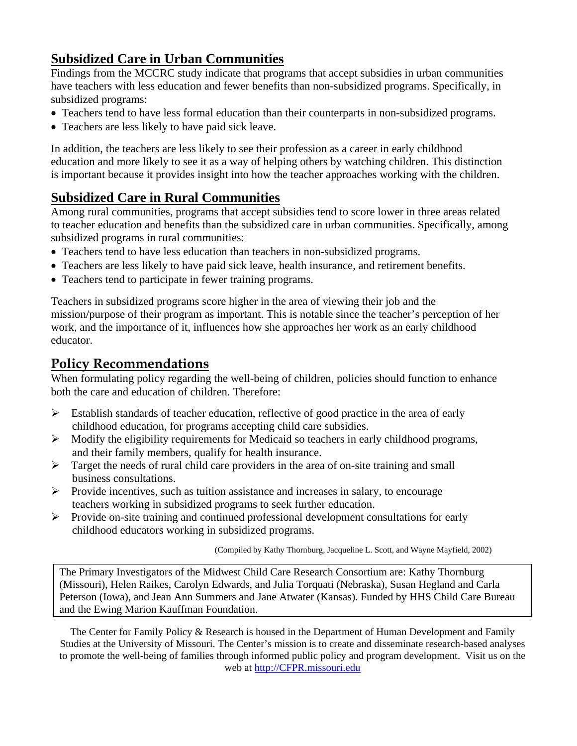## Subsidized Care in Urban Communities

Findings from the MCCRC study indicate that programs that accept subsidies in urban communities have teachers with less education and fewer benefits than non-subsidized programs. Specifically, in subsidized programs:

- Teachers tend to have less formal education than their counterparts in non-subsidized programs.
- Teachers are less likely to have paid sick leave.

In addition, the teachers are less likely to see their profession as a career in early childhood education and more likely to see it as a way of helping others by watching children. This distinction is important because it provides insight into how the teacher approaches working with the children.

## Subsidized Care in Rural Communities

Among rural communities, programs that accept subsidies tend to score lower in three areas related to teacher education and benefits than the subsidized care in urban communities. Specifically, among subsidized programs in rural communities:

- Teachers tend to have less education than teachers in non-subsidized programs.
- Teachers are less likely to have paid sick leave, health insurance, and retirement benefits.
- Teachers tend to participate in fewer training programs.

Teachers in subsidized programs score higher in the area of viewing their job and the mission/purpose of their program as important. This is notable since the teacher's perception of her work, and the importance of it, influences how she approaches her work as an early childhood educator.

## Policy Recommendations

When formulating policy regarding the well-being of children, policies should function to enhance both the care and education of children. Therefore:

- Establish standards of teacher education, reflective of good practice in the area of early childhood education, for programs accepting child care subsidies.
- Modify the eligibility requirements for Medicaid so teachers in early childhood programs, and their family members, qualify for health insurance.
- Target the needs of rural child care providers in the area of on-site training and small business consultations.
- Provide incentives, such as tuition assistance and increases in salary, to encourage teachers working in subsidized programs to seek further education.
- Provide on-site training and continued professional development consultations for early childhood educators working in subsidized programs.

(Compiled by Kathy Thornburg, Jacqueline L. Scott, and Wayne Mayfield, 2002)

The Primary Investigators of the Midwest Child Care Research Consortium are: Kathy Thornburg (Missouri), Helen Raikes, Carolyn Edwards, and Julia Torquati (Nebraska), Susan Hegland and Carla Peterson (Iowa), and Jean Ann Summers and Jane Atwater (Kansas). Funded by HHS Child Care Bureau and the Ewing Marion Kauffman Foundation.

The Center for Family Policy & Research is housed in the Department of Human Development and Family Studies at the University of Missouri. The Center's mission is to create and disseminate research-based analyses to promote the well-being of families through informed public policy and program development. Visit us on the web at http://CFPR.missouri.edu